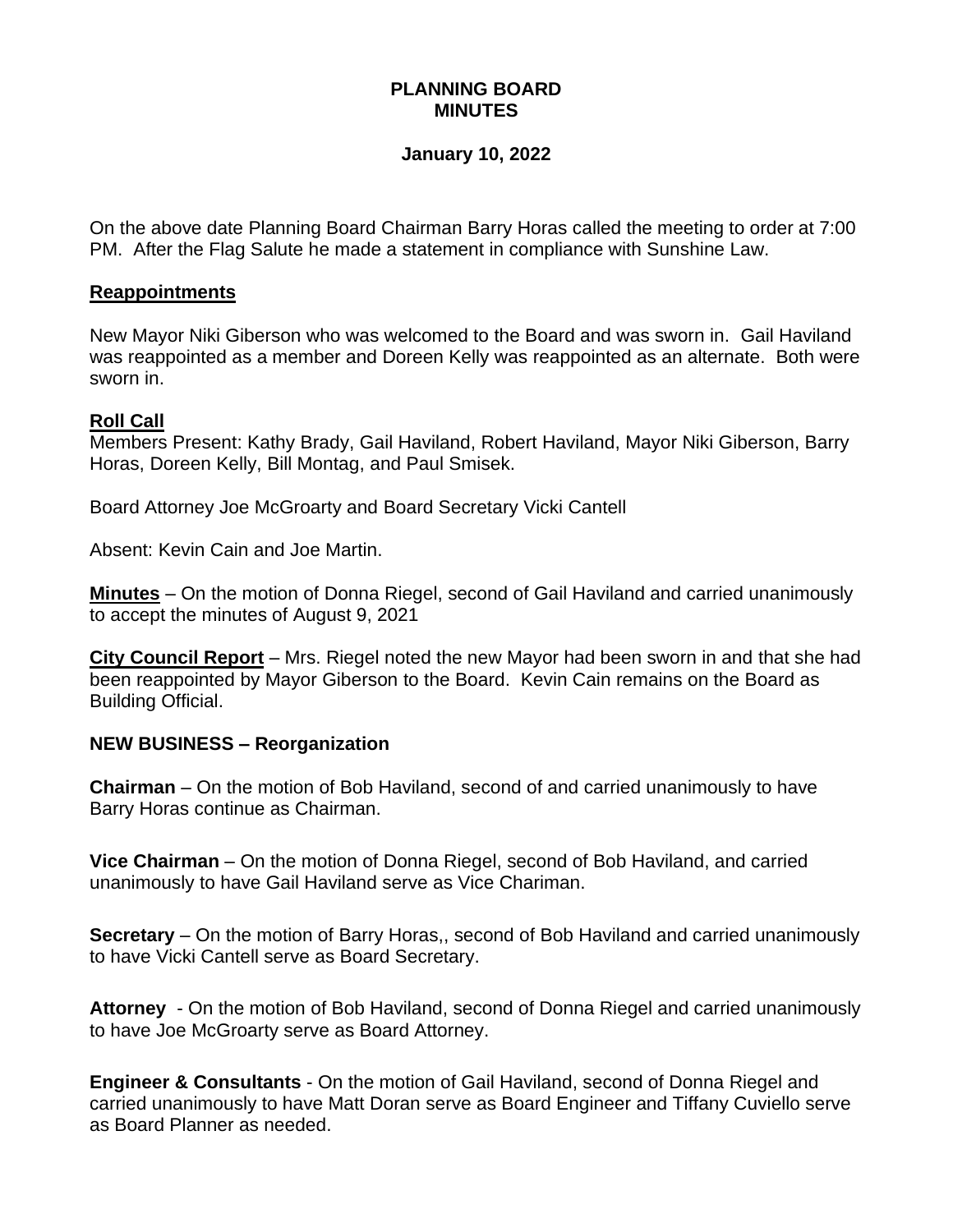**PLANNING BOARD MINUTES**

**January 10, 2022**

On the above date Planning Board Chairman Barry Horas called the meeting to order at 7:00 PM. After the Flag Salute he made a statement in compliance with Sunshine Law.

**<u>Reappointments</u>**

New Mayor Niki Giberson who was welcomed to the Board and was sworn in. Gail Haviland was reappointed as a member and Doreen Kelly was reappointed as an alternate. Both were sworn in.

**<u>Roll Call</u>**

Members Present: Kathy Brady, Gail Haviland, Robert Haviland, Mayor Niki Giberson, Barry Horas, Doreen Kelly, Bill Montag, and Paul Smisek.

Board Attorney Joe McGroarty and Board Secretary Vicki Cantell

Absent: Kevin Cain and Joe Martin.

**<u>Minutes</u>** – On the motion of Donna Riegel, second of Gail Haviland and carried unanimously to accept the minutes of August 9, 2021

**<u>City Council Report</u>** – Mrs. Riegel noted the new Mayor had been sworn in and that she had been reappointed by Mayor Giberson to the Board. Kevin Cain remains on the Board as Building Official.

**NEW BUSINESS – Reorganization**

**Chairman** – On the motion of Bob Haviland, second of and carried unanimously to have Barry Horas continue as Chairman.

**Vice Chairman** – On the motion of Donna Riegel, second of Bob Haviland, and carried unanimously to have Gail Haviland serve as Vice Chariman.

**Secretary** – On the motion of Barry Horas,, second of Bob Haviland and carried unanimously to have Vicki Cantell serve as Board Secretary.

**Attorney** - On the motion of Bob Haviland, second of Donna Riegel and carried unanimously to have Joe McGroarty serve as Board Attorney.

**Engineer & Consultants** - On the motion of Gail Haviland, second of Donna Riegel and carried unanimously to have Matt Doran serve as Board Engineer and Tiffany Cuviello serve as Board Planner as needed.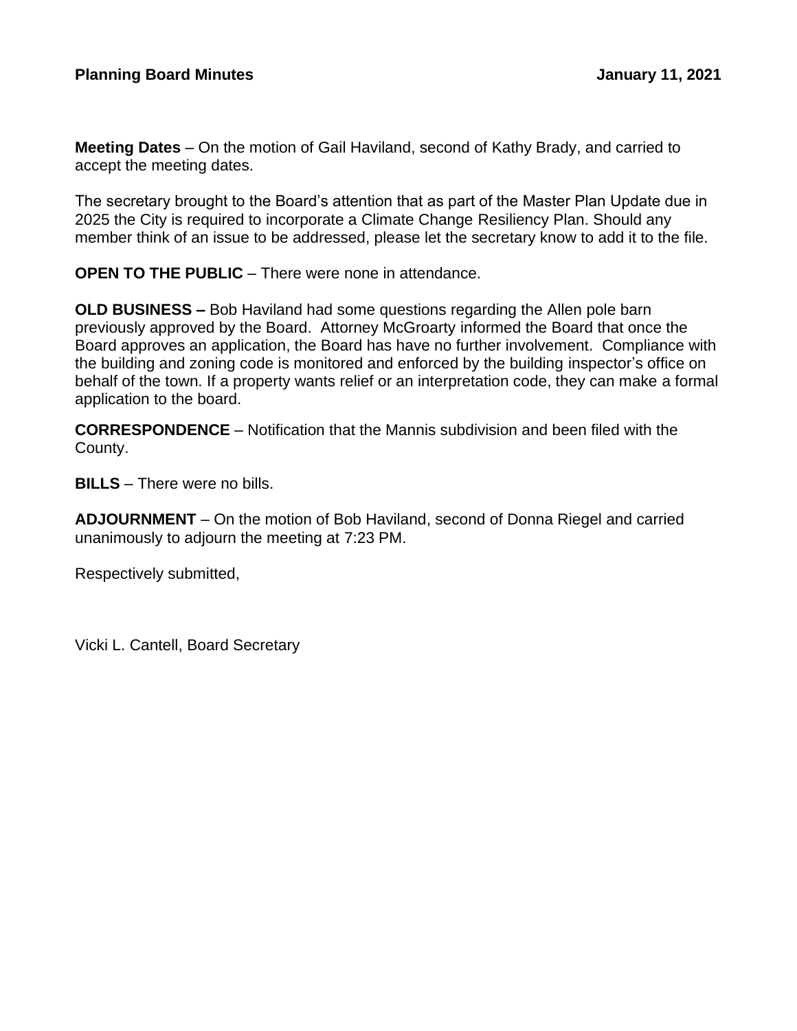**Planning Board Minutes** **January 11, 2021**

**Meeting Dates** – On the motion of Gail Haviland, second of Kathy Brady, and carried to accept the meeting dates.

The secretary brought to the Board's attention that as part of the Master Plan Update due in 2025 the City is required to incorporate a Climate Change Resiliency Plan. Should any member think of an issue to be addressed, please let the secretary know to add it to the file.

**OPEN TO THE PUBLIC** – There were none in attendance.

**OLD BUSINESS –** Bob Haviland had some questions regarding the Allen pole barn previously approved by the Board. Attorney McGroarty informed the Board that once the Board approves an application, the Board has have no further involvement. Compliance with the building and zoning code is monitored and enforced by the building inspector's office on behalf of the town. If a property wants relief or an interpretation code, they can make a formal application to the board.

**CORRESPONDENCE** – Notification that the Mannis subdivision and been filed with the County.

**BILLS** – There were no bills.

**ADJOURNMENT** – On the motion of Bob Haviland, second of Donna Riegel and carried unanimously to adjourn the meeting at 7:23 PM.

Respectively submitted,

Vicki L. Cantell, Board Secretary